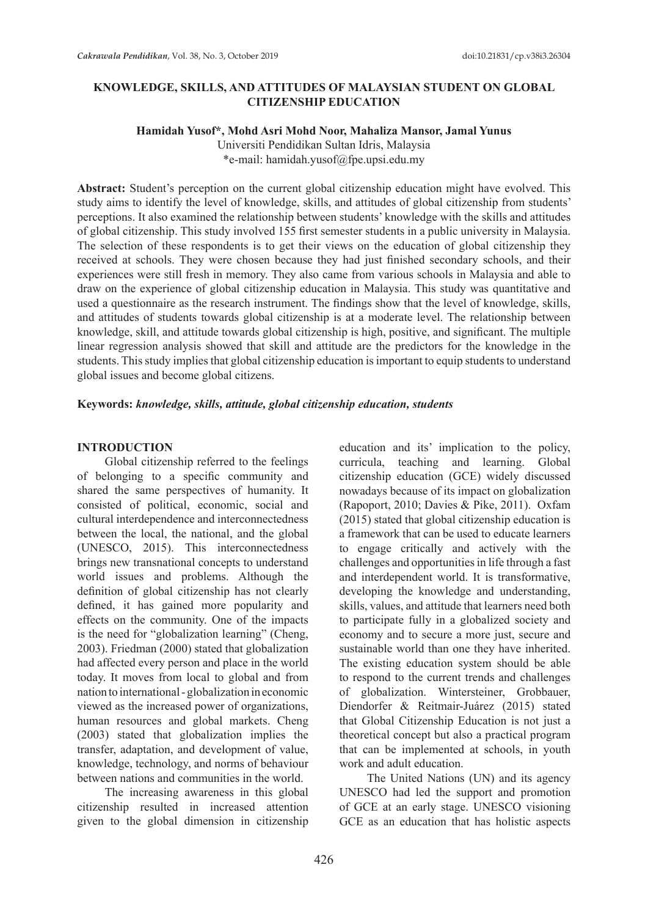# KNOWLEDGE, SKILLS, AND ATTITUDES OF MALAYSIAN STUDENT ON GLOBAL CITIZENSHIP EDUCATION

**Hamidah Yusof\*, Mohd Asri Mohd Noor, Mahaliza Mansor, Jamal Yunus**

Universiti Pendidikan Sultan Idris, Malaysia

\*e-mail: hamidah.yusof@fpe.upsi.edu.my

**Abstract:** Student's perception on the current global citizenship education might have evolved. This study aims to identify the level of knowledge, skills, and attitudes of global citizenship from students' perceptions. It also examined the relationship between students' knowledge with the skills and attitudes of global citizenship. This study involved 155 first semester students in a public university in Malaysia. The selection of these respondents is to get their views on the education of global citizenship they received at schools. They were chosen because they had just finished secondary schools, and their experiences were still fresh in memory. They also came from various schools in Malaysia and able to draw on the experience of global citizenship education in Malaysia. This study was quantitative and used a questionnaire as the research instrument. The findings show that the level of knowledge, skills, and attitudes of students towards global citizenship is at a moderate level. The relationship between knowledge, skill, and attitude towards global citizenship is high, positive, and significant. The multiple linear regression analysis showed that skill and attitude are the predictors for the knowledge in the students. This study implies that global citizenship education is important to equip students to understand global issues and become global citizens.

**Keywords:** ***knowledge, skills, attitude, global citizenship education, students***

## INTRODUCTION

Global citizenship referred to the feelings of belonging to a specific community and shared the same perspectives of humanity. It consisted of political, economic, social and cultural interdependence and interconnectedness between the local, the national, and the global (UNESCO, 2015). This interconnectedness brings new transnational concepts to understand world issues and problems. Although the definition of global citizenship has not clearly defined, it has gained more popularity and effects on the community. One of the impacts is the need for "globalization learning" (Cheng, 2003). Friedman (2000) stated that globalization had affected every person and place in the world today. It moves from local to global and from nation to international - globalization in economic viewed as the increased power of organizations, human resources and global markets. Cheng (2003) stated that globalization implies the transfer, adaptation, and development of value, knowledge, technology, and norms of behaviour between nations and communities in the world.

The increasing awareness in this global citizenship resulted in increased attention given to the global dimension in citizenship education and its' implication to the policy, curricula, teaching and learning. Global citizenship education (GCE) widely discussed nowadays because of its impact on globalization (Rapoport, 2010; Davies & Pike, 2011). Oxfam (2015) stated that global citizenship education is a framework that can be used to educate learners to engage critically and actively with the challenges and opportunities in life through a fast and interdependent world. It is transformative, developing the knowledge and understanding, skills, values, and attitude that learners need both to participate fully in a globalized society and economy and to secure a more just, secure and sustainable world than one they have inherited. The existing education system should be able to respond to the current trends and challenges of globalization. Wintersteiner, Grobbauer, Diendorfer & Reitmair-Juárez (2015) stated that Global Citizenship Education is not just a theoretical concept but also a practical program that can be implemented at schools, in youth work and adult education.

The United Nations (UN) and its agency UNESCO had led the support and promotion of GCE at an early stage. UNESCO visioning GCE as an education that has holistic aspects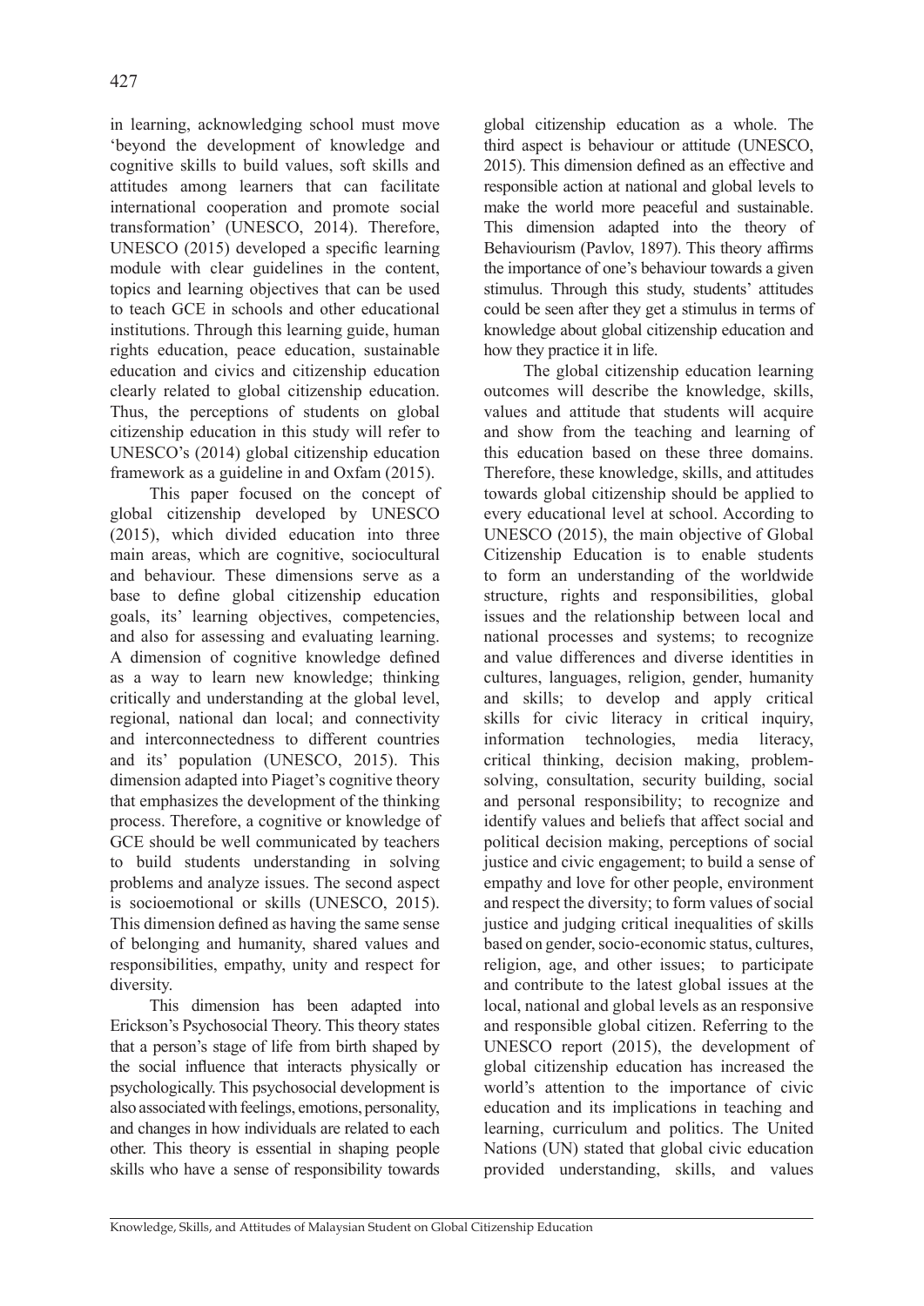in learning, acknowledging school must move 'beyond the development of knowledge and cognitive skills to build values, soft skills and attitudes among learners that can facilitate international cooperation and promote social transformation' (UNESCO, 2014). Therefore, UNESCO (2015) developed a specific learning module with clear guidelines in the content, topics and learning objectives that can be used to teach GCE in schools and other educational institutions. Through this learning guide, human rights education, peace education, sustainable education and civics and citizenship education clearly related to global citizenship education. Thus, the perceptions of students on global citizenship education in this study will refer to UNESCO's (2014) global citizenship education framework as a guideline in and Oxfam (2015).

This paper focused on the concept of global citizenship developed by UNESCO (2015), which divided education into three main areas, which are cognitive, sociocultural and behaviour. These dimensions serve as a base to define global citizenship education goals, its' learning objectives, competencies, and also for assessing and evaluating learning. A dimension of cognitive knowledge defined as a way to learn new knowledge; thinking critically and understanding at the global level, regional, national dan local; and connectivity and interconnectedness to different countries and its' population (UNESCO, 2015). This dimension adapted into Piaget's cognitive theory that emphasizes the development of the thinking process. Therefore, a cognitive or knowledge of GCE should be well communicated by teachers to build students understanding in solving problems and analyze issues. The second aspect is socioemotional or skills (UNESCO, 2015). This dimension defined as having the same sense of belonging and humanity, shared values and responsibilities, empathy, unity and respect for diversity.

This dimension has been adapted into Erickson's Psychosocial Theory. This theory states that a person's stage of life from birth shaped by the social influence that interacts physically or psychologically. This psychosocial development is also associated with feelings, emotions, personality, and changes in how individuals are related to each other. This theory is essential in shaping people skills who have a sense of responsibility towards global citizenship education as a whole. The third aspect is behaviour or attitude (UNESCO, 2015). This dimension defined as an effective and responsible action at national and global levels to make the world more peaceful and sustainable. This dimension adapted into the theory of Behaviourism (Pavlov, 1897). This theory affirms the importance of one's behaviour towards a given stimulus. Through this study, students' attitudes could be seen after they get a stimulus in terms of knowledge about global citizenship education and how they practice it in life.

The global citizenship education learning outcomes will describe the knowledge, skills, values and attitude that students will acquire and show from the teaching and learning of this education based on these three domains. Therefore, these knowledge, skills, and attitudes towards global citizenship should be applied to every educational level at school. According to UNESCO (2015), the main objective of Global Citizenship Education is to enable students to form an understanding of the worldwide structure, rights and responsibilities, global issues and the relationship between local and national processes and systems; to recognize and value differences and diverse identities in cultures, languages, religion, gender, humanity and skills; to develop and apply critical skills for civic literacy in critical inquiry, information technologies, media literacy, critical thinking, decision making, problem-solving, consultation, security building, social and personal responsibility; to recognize and identify values and beliefs that affect social and political decision making, perceptions of social justice and civic engagement; to build a sense of empathy and love for other people, environment and respect the diversity; to form values of social justice and judging critical inequalities of skills based on gender, socio-economic status, cultures, religion, age, and other issues; to participate and contribute to the latest global issues at the local, national and global levels as an responsive and responsible global citizen. Referring to the UNESCO report (2015), the development of global citizenship education has increased the world's attention to the importance of civic education and its implications in teaching and learning, curriculum and politics. The United Nations (UN) stated that global civic education provided understanding, skills, and values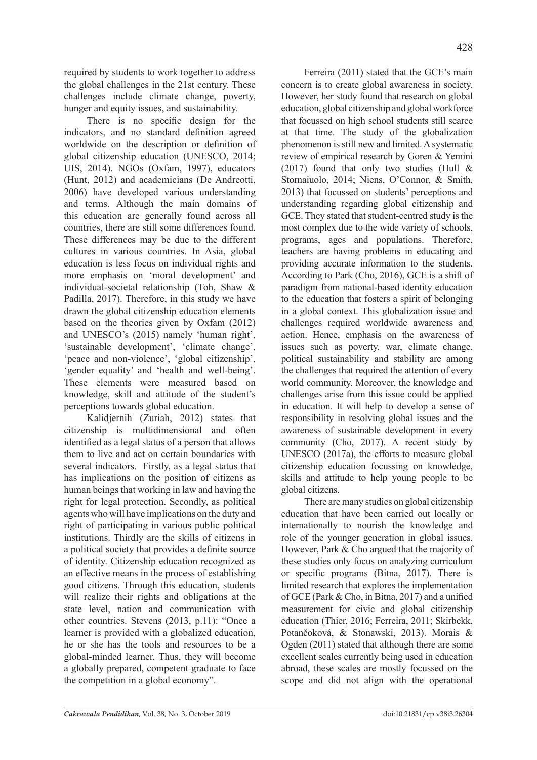required by students to work together to address the global challenges in the 21st century. These challenges include climate change, poverty, hunger and equity issues, and sustainability.

There is no specific design for the indicators, and no standard definition agreed worldwide on the description or definition of global citizenship education (UNESCO, 2014; UIS, 2014). NGOs (Oxfam, 1997), educators (Hunt, 2012) and academicians (De Andreotti, 2006) have developed various understanding and terms. Although the main domains of this education are generally found across all countries, there are still some differences found. These differences may be due to the different cultures in various countries. In Asia, global education is less focus on individual rights and more emphasis on 'moral development' and individual-societal relationship (Toh, Shaw & Padilla, 2017). Therefore, in this study we have drawn the global citizenship education elements based on the theories given by Oxfam (2012) and UNESCO's (2015) namely 'human right', 'sustainable development', 'climate change', 'peace and non-violence', 'global citizenship', 'gender equality' and 'health and well-being'. These elements were measured based on knowledge, skill and attitude of the student's perceptions towards global education.

Kalidjernih (Zuriah, 2012) states that citizenship is multidimensional and often identified as a legal status of a person that allows them to live and act on certain boundaries with several indicators. Firstly, as a legal status that has implications on the position of citizens as human beings that working in law and having the right for legal protection. Secondly, as political agents who will have implications on the duty and right of participating in various public political institutions. Thirdly are the skills of citizens in a political society that provides a definite source of identity. Citizenship education recognized as an effective means in the process of establishing good citizens. Through this education, students will realize their rights and obligations at the state level, nation and communication with other countries. Stevens (2013, p.11): "Once a learner is provided with a globalized education, he or she has the tools and resources to be a global-minded learner. Thus, they will become a globally prepared, competent graduate to face the competition in a global economy".

Ferreira (2011) stated that the GCE's main concern is to create global awareness in society. However, her study found that research on global education, global citizenship and global workforce that focussed on high school students still scarce at that time. The study of the globalization phenomenon is still new and limited. A systematic review of empirical research by Goren & Yemini (2017) found that only two studies (Hull & Stornaiuolo, 2014; Niens, O'Connor, & Smith, 2013) that focussed on students' perceptions and understanding regarding global citizenship and GCE. They stated that student-centred study is the most complex due to the wide variety of schools, programs, ages and populations. Therefore, teachers are having problems in educating and providing accurate information to the students. According to Park (Cho, 2016), GCE is a shift of paradigm from national-based identity education to the education that fosters a spirit of belonging in a global context. This globalization issue and challenges required worldwide awareness and action. Hence, emphasis on the awareness of issues such as poverty, war, climate change, political sustainability and stability are among the challenges that required the attention of every world community. Moreover, the knowledge and challenges arise from this issue could be applied in education. It will help to develop a sense of responsibility in resolving global issues and the awareness of sustainable development in every community (Cho, 2017). A recent study by UNESCO (2017a), the efforts to measure global citizenship education focussing on knowledge, skills and attitude to help young people to be global citizens.

There are many studies on global citizenship education that have been carried out locally or internationally to nourish the knowledge and role of the younger generation in global issues. However, Park & Cho argued that the majority of these studies only focus on analyzing curriculum or specific programs (Bitna, 2017). There is limited research that explores the implementation of GCE (Park & Cho, in Bitna, 2017) and a unified measurement for civic and global citizenship education (Thier, 2016; Ferreira, 2011; Skirbekk, Potančoková, & Stonawski, 2013). Morais & Ogden (2011) stated that although there are some excellent scales currently being used in education abroad, these scales are mostly focussed on the scope and did not align with the operational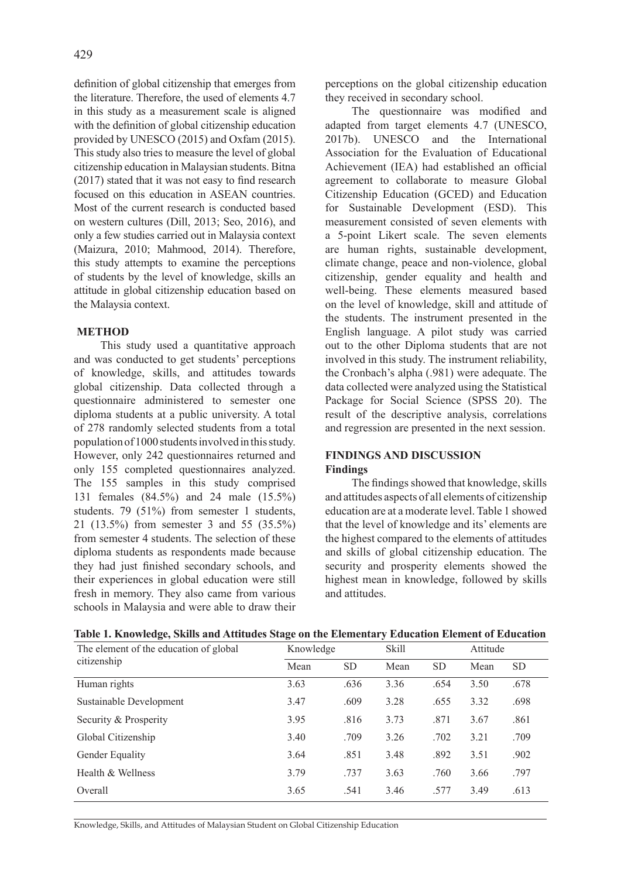definition of global citizenship that emerges from the literature. Therefore, the used of elements 4.7 in this study as a measurement scale is aligned with the definition of global citizenship education provided by UNESCO (2015) and Oxfam (2015). This study also tries to measure the level of global citizenship education in Malaysian students. Bitna (2017) stated that it was not easy to find research focused on this education in ASEAN countries. Most of the current research is conducted based on western cultures (Dill, 2013; Seo, 2016), and only a few studies carried out in Malaysia context (Maizura, 2010; Mahmood, 2014). Therefore, this study attempts to examine the perceptions of students by the level of knowledge, skills an attitude in global citizenship education based on the Malaysia context.

## METHOD

This study used a quantitative approach and was conducted to get students' perceptions of knowledge, skills, and attitudes towards global citizenship. Data collected through a questionnaire administered to semester one diploma students at a public university. A total of 278 randomly selected students from a total population of 1000 students involved in this study. However, only 242 questionnaires returned and only 155 completed questionnaires analyzed. The 155 samples in this study comprised 131 females (84.5%) and 24 male (15.5%) students. 79 (51%) from semester 1 students, 21 (13.5%) from semester 3 and 55 (35.5%) from semester 4 students. The selection of these diploma students as respondents made because they had just finished secondary schools, and their experiences in global education were still fresh in memory. They also came from various schools in Malaysia and were able to draw their perceptions on the global citizenship education they received in secondary school.

The questionnaire was modified and adapted from target elements 4.7 (UNESCO, 2017b). UNESCO and the International Association for the Evaluation of Educational Achievement (IEA) had established an official agreement to collaborate to measure Global Citizenship Education (GCED) and Education for Sustainable Development (ESD). This measurement consisted of seven elements with a 5-point Likert scale. The seven elements are human rights, sustainable development, climate change, peace and non-violence, global citizenship, gender equality and health and well-being. These elements measured based on the level of knowledge, skill and attitude of the students. The instrument presented in the English language. A pilot study was carried out to the other Diploma students that are not involved in this study. The instrument reliability, the Cronbach's alpha (.981) were adequate. The data collected were analyzed using the Statistical Package for Social Science (SPSS 20). The result of the descriptive analysis, correlations and regression are presented in the next session.

## FINDINGS AND DISCUSSION

### Findings

The findings showed that knowledge, skills and attitudes aspects of all elements of citizenship education are at a moderate level. Table 1 showed that the level of knowledge and its' elements are the highest compared to the elements of attitudes and skills of global citizenship education. The security and prosperity elements showed the highest mean in knowledge, followed by skills and attitudes.

**Table 1. Knowledge, Skills and Attitudes Stage on the Elementary Education Element of Education**

| The element of the education of global citizenship | Knowledge | | Skill | | Attitude | |
|---|---|---|---|---|---|---|
| | Mean | SD | Mean | SD | Mean | SD |
| Human rights | 3.63 | .636 | 3.36 | .654 | 3.50 | .678 |
| Sustainable Development | 3.47 | .609 | 3.28 | .655 | 3.32 | .698 |
| Security & Prosperity | 3.95 | .816 | 3.73 | .871 | 3.67 | .861 |
| Global Citizenship | 3.40 | .709 | 3.26 | .702 | 3.21 | .709 |
| Gender Equality | 3.64 | .851 | 3.48 | .892 | 3.51 | .902 |
| Health & Wellness | 3.79 | .737 | 3.63 | .760 | 3.66 | .797 |
| Overall | 3.65 | .541 | 3.46 | .577 | 3.49 | .613 |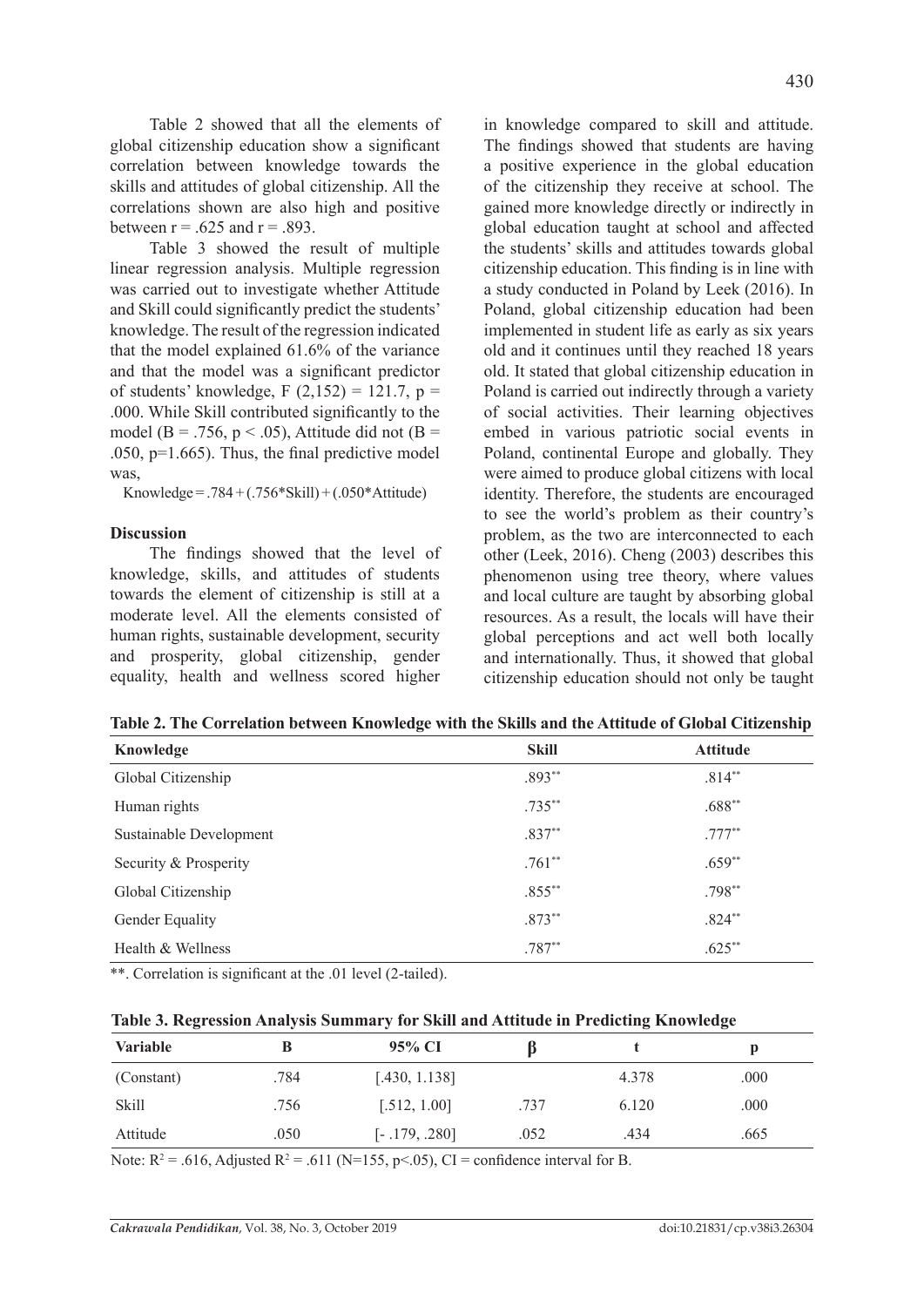Table 2 showed that all the elements of global citizenship education show a significant correlation between knowledge towards the skills and attitudes of global citizenship. All the correlations shown are also high and positive between $r = .625$ and $r = .893$.

Table 3 showed the result of multiple linear regression analysis. Multiple regression was carried out to investigate whether Attitude and Skill could significantly predict the students' knowledge. The result of the regression indicated that the model explained 61.6% of the variance and that the model was a significant predictor of students' knowledge, $F (2,152) = 121.7$, $p = .000$. While Skill contributed significantly to the model ($B = .756$, $p < .05$), Attitude did not ($B = .050$, $p=1.665$). Thus, the final predictive model was,

Knowledge = .784 + (.756*Skill) + (.050*Attitude)

**Discussion**

The findings showed that the level of knowledge, skills, and attitudes of students towards the element of citizenship is still at a moderate level. All the elements consisted of human rights, sustainable development, security and prosperity, global citizenship, gender equality, health and wellness scored higher in knowledge compared to skill and attitude. The findings showed that students are having a positive experience in the global education of the citizenship they receive at school. The gained more knowledge directly or indirectly in global education taught at school and affected the students' skills and attitudes towards global citizenship education. This finding is in line with a study conducted in Poland by Leek (2016). In Poland, global citizenship education had been implemented in student life as early as six years old and it continues until they reached 18 years old. It stated that global citizenship education in Poland is carried out indirectly through a variety of social activities. Their learning objectives embed in various patriotic social events in Poland, continental Europe and globally. They were aimed to produce global citizens with local identity. Therefore, the students are encouraged to see the world's problem as their country's problem, as the two are interconnected to each other (Leek, 2016). Cheng (2003) describes this phenomenon using tree theory, where values and local culture are taught by absorbing global resources. As a result, the locals will have their global perceptions and act well both locally and internationally. Thus, it showed that global citizenship education should not only be taught

**Table 2. The Correlation between Knowledge with the Skills and the Attitude of Global Citizenship**

| Knowledge | Skill | Attitude |
|---|---|---|
| Global Citizenship | .893** | .814** |
| Human rights | .735** | .688** |
| Sustainable Development | .837** | .777** |
| Security & Prosperity | .761** | .659** |
| Global Citizenship | .855** | .798** |
| Gender Equality | .873** | .824** |
| Health & Wellness | .787** | .625** |

**. Correlation is significant at the .01 level (2-tailed).

**Table 3. Regression Analysis Summary for Skill and Attitude in Predicting Knowledge**

| Variable | B | 95% CI | β | t | p |
|---|---|---|---|---|---|
| (Constant) | .784 | [.430, 1.138] | | 4.378 | .000 |
| Skill | .756 | [.512, 1.00] | .737 | 6.120 | .000 |
| Attitude | .050 | [- .179, .280] | .052 | .434 | .665 |

Note: $R^2 = .616$, Adjusted $R^2 = .611$ (N=155, $p<.05$), CI = confidence interval for B.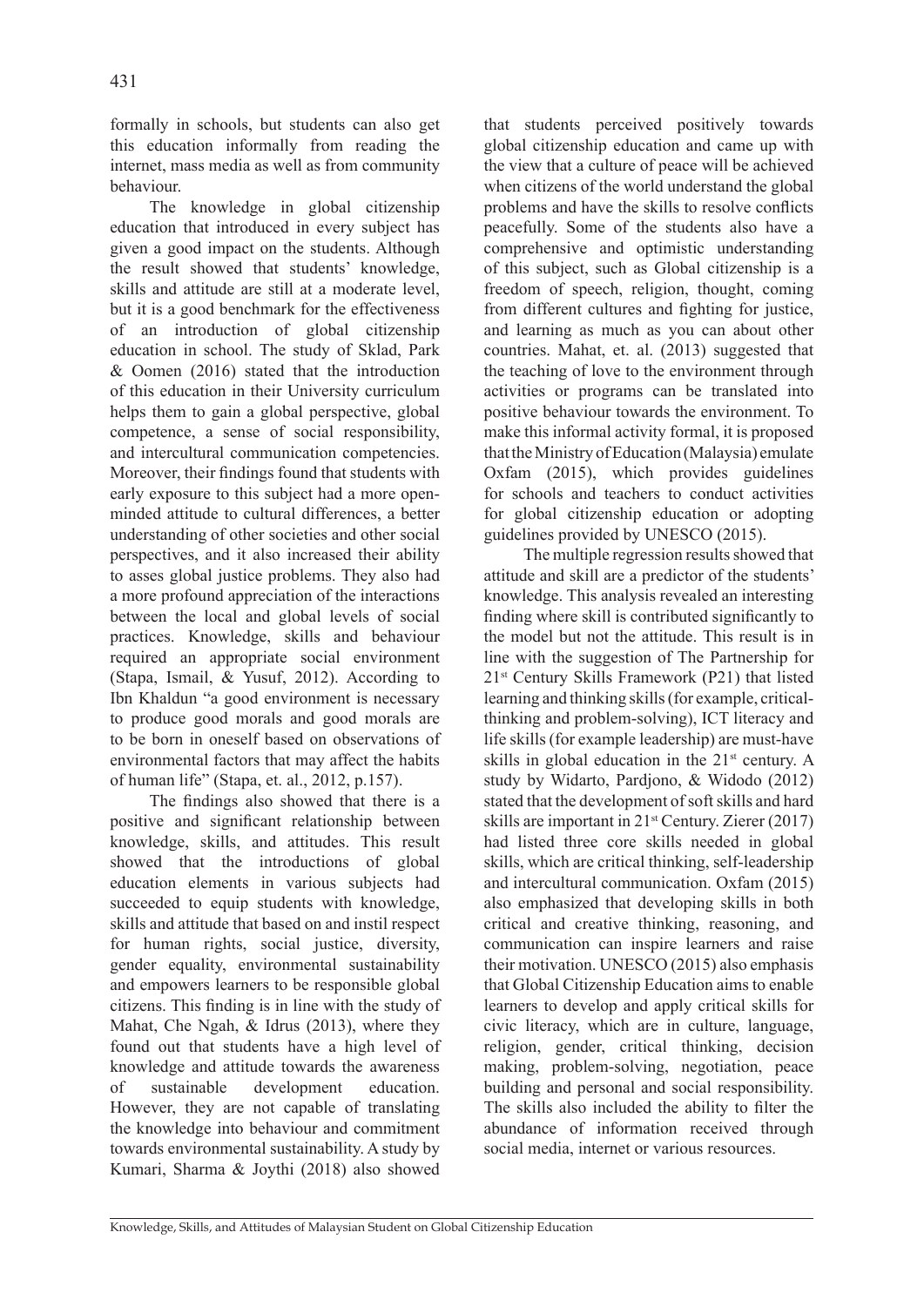formally in schools, but students can also get this education informally from reading the internet, mass media as well as from community behaviour.

The knowledge in global citizenship education that introduced in every subject has given a good impact on the students. Although the result showed that students' knowledge, skills and attitude are still at a moderate level, but it is a good benchmark for the effectiveness of an introduction of global citizenship education in school. The study of Sklad, Park & Oomen (2016) stated that the introduction of this education in their University curriculum helps them to gain a global perspective, global competence, a sense of social responsibility, and intercultural communication competencies. Moreover, their findings found that students with early exposure to this subject had a more open-minded attitude to cultural differences, a better understanding of other societies and other social perspectives, and it also increased their ability to asses global justice problems. They also had a more profound appreciation of the interactions between the local and global levels of social practices. Knowledge, skills and behaviour required an appropriate social environment (Stapa, Ismail, & Yusuf, 2012). According to Ibn Khaldun "a good environment is necessary to produce good morals and good morals are to be born in oneself based on observations of environmental factors that may affect the habits of human life" (Stapa, et. al., 2012, p.157).

The findings also showed that there is a positive and significant relationship between knowledge, skills, and attitudes. This result showed that the introductions of global education elements in various subjects had succeeded to equip students with knowledge, skills and attitude that based on and instil respect for human rights, social justice, diversity, gender equality, environmental sustainability and empowers learners to be responsible global citizens. This finding is in line with the study of Mahat, Che Ngah, & Idrus (2013), where they found out that students have a high level of knowledge and attitude towards the awareness of sustainable development education. However, they are not capable of translating the knowledge into behaviour and commitment towards environmental sustainability. A study by Kumari, Sharma & Joythi (2018) also showed that students perceived positively towards global citizenship education and came up with the view that a culture of peace will be achieved when citizens of the world understand the global problems and have the skills to resolve conflicts peacefully. Some of the students also have a comprehensive and optimistic understanding of this subject, such as Global citizenship is a freedom of speech, religion, thought, coming from different cultures and fighting for justice, and learning as much as you can about other countries. Mahat, et. al. (2013) suggested that the teaching of love to the environment through activities or programs can be translated into positive behaviour towards the environment. To make this informal activity formal, it is proposed that the Ministry of Education (Malaysia) emulate Oxfam (2015), which provides guidelines for schools and teachers to conduct activities for global citizenship education or adopting guidelines provided by UNESCO (2015).

The multiple regression results showed that attitude and skill are a predictor of the students' knowledge. This analysis revealed an interesting finding where skill is contributed significantly to the model but not the attitude. This result is in line with the suggestion of The Partnership for 21st Century Skills Framework (P21) that listed learning and thinking skills (for example, critical-thinking and problem-solving), ICT literacy and life skills (for example leadership) are must-have skills in global education in the 21st century. A study by Widarto, Pardjono, & Widodo (2012) stated that the development of soft skills and hard skills are important in 21st Century. Zierer (2017) had listed three core skills needed in global skills, which are critical thinking, self-leadership and intercultural communication. Oxfam (2015) also emphasized that developing skills in both critical and creative thinking, reasoning, and communication can inspire learners and raise their motivation. UNESCO (2015) also emphasis that Global Citizenship Education aims to enable learners to develop and apply critical skills for civic literacy, which are in culture, language, religion, gender, critical thinking, decision making, problem-solving, negotiation, peace building and personal and social responsibility. The skills also included the ability to filter the abundance of information received through social media, internet or various resources.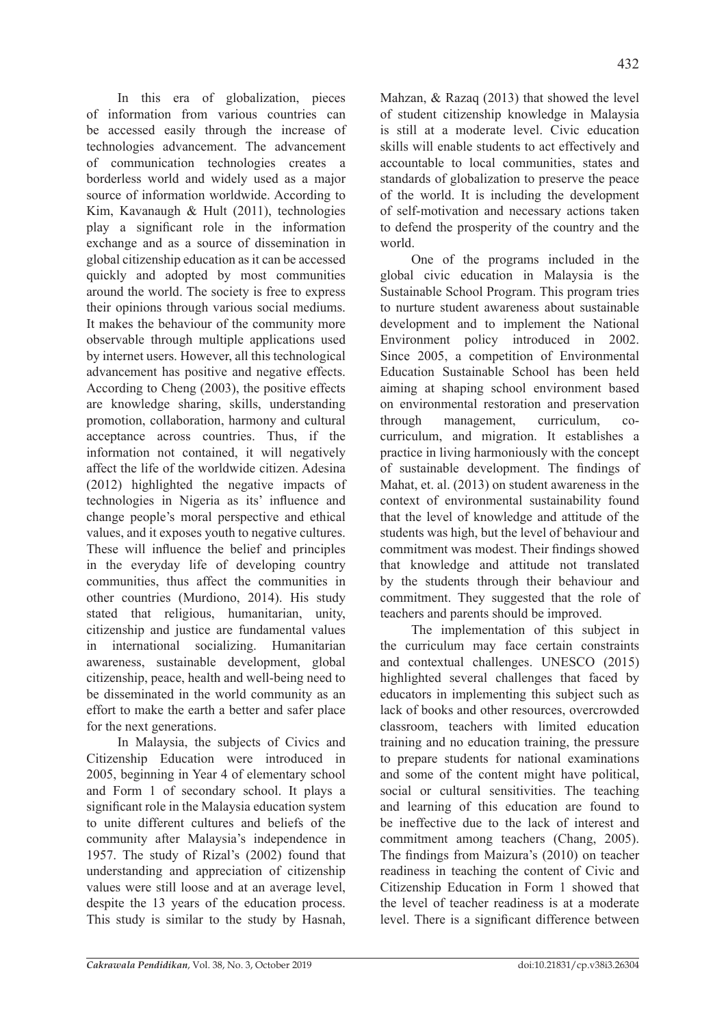In this era of globalization, pieces of information from various countries can be accessed easily through the increase of technologies advancement. The advancement of communication technologies creates a borderless world and widely used as a major source of information worldwide. According to Kim, Kavanaugh & Hult (2011), technologies play a significant role in the information exchange and as a source of dissemination in global citizenship education as it can be accessed quickly and adopted by most communities around the world. The society is free to express their opinions through various social mediums. It makes the behaviour of the community more observable through multiple applications used by internet users. However, all this technological advancement has positive and negative effects. According to Cheng (2003), the positive effects are knowledge sharing, skills, understanding promotion, collaboration, harmony and cultural acceptance across countries. Thus, if the information not contained, it will negatively affect the life of the worldwide citizen. Adesina (2012) highlighted the negative impacts of technologies in Nigeria as its' influence and change people's moral perspective and ethical values, and it exposes youth to negative cultures. These will influence the belief and principles in the everyday life of developing country communities, thus affect the communities in other countries (Murdiono, 2014). His study stated that religious, humanitarian, unity, citizenship and justice are fundamental values in international socializing. Humanitarian awareness, sustainable development, global citizenship, peace, health and well-being need to be disseminated in the world community as an effort to make the earth a better and safer place for the next generations.

In Malaysia, the subjects of Civics and Citizenship Education were introduced in 2005, beginning in Year 4 of elementary school and Form 1 of secondary school. It plays a significant role in the Malaysia education system to unite different cultures and beliefs of the community after Malaysia's independence in 1957. The study of Rizal's (2002) found that understanding and appreciation of citizenship values were still loose and at an average level, despite the 13 years of the education process. This study is similar to the study by Hasnah, Mahzan, & Razaq (2013) that showed the level of student citizenship knowledge in Malaysia is still at a moderate level. Civic education skills will enable students to act effectively and accountable to local communities, states and standards of globalization to preserve the peace of the world. It is including the development of self-motivation and necessary actions taken to defend the prosperity of the country and the world.

One of the programs included in the global civic education in Malaysia is the Sustainable School Program. This program tries to nurture student awareness about sustainable development and to implement the National Environment policy introduced in 2002. Since 2005, a competition of Environmental Education Sustainable School has been held aiming at shaping school environment based on environmental restoration and preservation through management, curriculum, co-curriculum, and migration. It establishes a practice in living harmoniously with the concept of sustainable development. The findings of Mahat, et. al. (2013) on student awareness in the context of environmental sustainability found that the level of knowledge and attitude of the students was high, but the level of behaviour and commitment was modest. Their findings showed that knowledge and attitude not translated by the students through their behaviour and commitment. They suggested that the role of teachers and parents should be improved.

The implementation of this subject in the curriculum may face certain constraints and contextual challenges. UNESCO (2015) highlighted several challenges that faced by educators in implementing this subject such as lack of books and other resources, overcrowded classroom, teachers with limited education training and no education training, the pressure to prepare students for national examinations and some of the content might have political, social or cultural sensitivities. The teaching and learning of this education are found to be ineffective due to the lack of interest and commitment among teachers (Chang, 2005). The findings from Maizura's (2010) on teacher readiness in teaching the content of Civic and Citizenship Education in Form 1 showed that the level of teacher readiness is at a moderate level. There is a significant difference between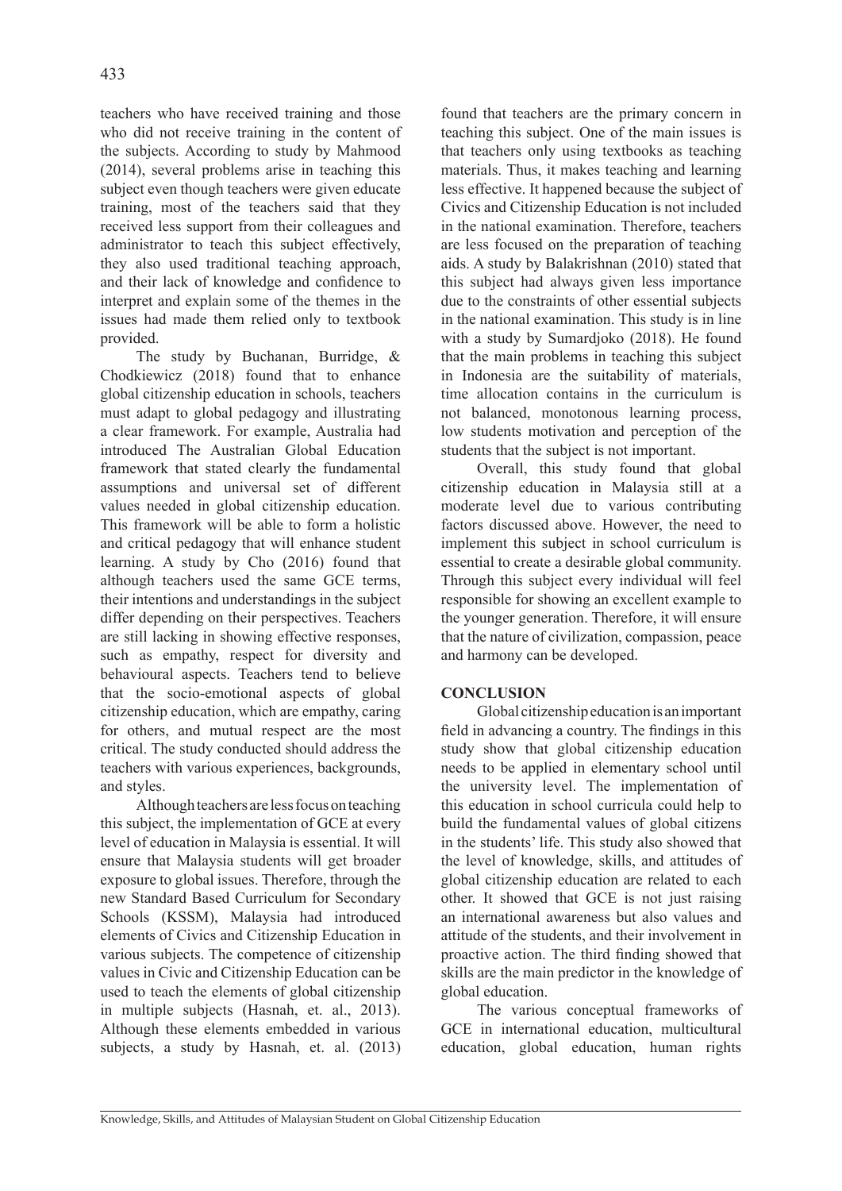teachers who have received training and those who did not receive training in the content of the subjects. According to study by Mahmood (2014), several problems arise in teaching this subject even though teachers were given educate training, most of the teachers said that they received less support from their colleagues and administrator to teach this subject effectively, they also used traditional teaching approach, and their lack of knowledge and confidence to interpret and explain some of the themes in the issues had made them relied only to textbook provided.

The study by Buchanan, Burridge, & Chodkiewicz (2018) found that to enhance global citizenship education in schools, teachers must adapt to global pedagogy and illustrating a clear framework. For example, Australia had introduced The Australian Global Education framework that stated clearly the fundamental assumptions and universal set of different values needed in global citizenship education. This framework will be able to form a holistic and critical pedagogy that will enhance student learning. A study by Cho (2016) found that although teachers used the same GCE terms, their intentions and understandings in the subject differ depending on their perspectives. Teachers are still lacking in showing effective responses, such as empathy, respect for diversity and behavioural aspects. Teachers tend to believe that the socio-emotional aspects of global citizenship education, which are empathy, caring for others, and mutual respect are the most critical. The study conducted should address the teachers with various experiences, backgrounds, and styles.

Although teachers are less focus on teaching this subject, the implementation of GCE at every level of education in Malaysia is essential. It will ensure that Malaysia students will get broader exposure to global issues. Therefore, through the new Standard Based Curriculum for Secondary Schools (KSSM), Malaysia had introduced elements of Civics and Citizenship Education in various subjects. The competence of citizenship values in Civic and Citizenship Education can be used to teach the elements of global citizenship in multiple subjects (Hasnah, et. al., 2013). Although these elements embedded in various subjects, a study by Hasnah, et. al. (2013) found that teachers are the primary concern in teaching this subject. One of the main issues is that teachers only using textbooks as teaching materials. Thus, it makes teaching and learning less effective. It happened because the subject of Civics and Citizenship Education is not included in the national examination. Therefore, teachers are less focused on the preparation of teaching aids. A study by Balakrishnan (2010) stated that this subject had always given less importance due to the constraints of other essential subjects in the national examination. This study is in line with a study by Sumardjoko (2018). He found that the main problems in teaching this subject in Indonesia are the suitability of materials, time allocation contains in the curriculum is not balanced, monotonous learning process, low students motivation and perception of the students that the subject is not important.

Overall, this study found that global citizenship education in Malaysia still at a moderate level due to various contributing factors discussed above. However, the need to implement this subject in school curriculum is essential to create a desirable global community. Through this subject every individual will feel responsible for showing an excellent example to the younger generation. Therefore, it will ensure that the nature of civilization, compassion, peace and harmony can be developed.

## CONCLUSION

Global citizenship education is an important field in advancing a country. The findings in this study show that global citizenship education needs to be applied in elementary school until the university level. The implementation of this education in school curricula could help to build the fundamental values of global citizens in the students' life. This study also showed that the level of knowledge, skills, and attitudes of global citizenship education are related to each other. It showed that GCE is not just raising an international awareness but also values and attitude of the students, and their involvement in proactive action. The third finding showed that skills are the main predictor in the knowledge of global education.

The various conceptual frameworks of GCE in international education, multicultural education, global education, human rights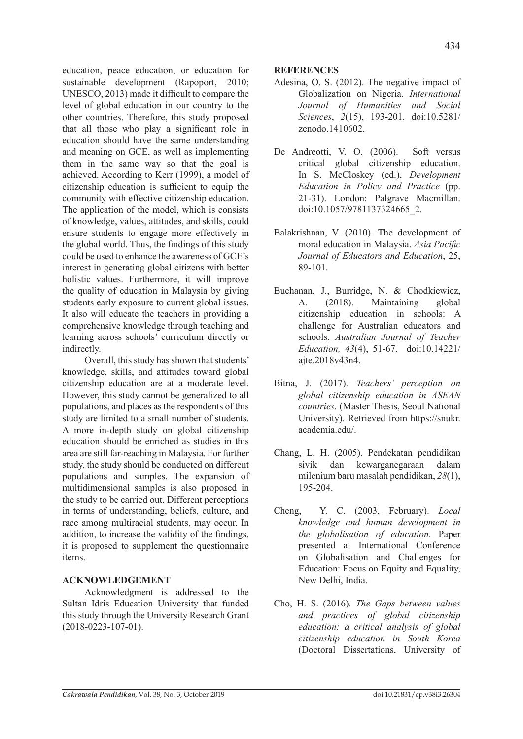education, peace education, or education for sustainable development (Rapoport, 2010; UNESCO, 2013) made it difficult to compare the level of global education in our country to the other countries. Therefore, this study proposed that all those who play a significant role in education should have the same understanding and meaning on GCE, as well as implementing them in the same way so that the goal is achieved. According to Kerr (1999), a model of citizenship education is sufficient to equip the community with effective citizenship education. The application of the model, which is consists of knowledge, values, attitudes, and skills, could ensure students to engage more effectively in the global world. Thus, the findings of this study could be used to enhance the awareness of GCE's interest in generating global citizens with better holistic values. Furthermore, it will improve the quality of education in Malaysia by giving students early exposure to current global issues. It also will educate the teachers in providing a comprehensive knowledge through teaching and learning across schools' curriculum directly or indirectly.

Overall, this study has shown that students' knowledge, skills, and attitudes toward global citizenship education are at a moderate level. However, this study cannot be generalized to all populations, and places as the respondents of this study are limited to a small number of students. A more in-depth study on global citizenship education should be enriched as studies in this area are still far-reaching in Malaysia. For further study, the study should be conducted on different populations and samples. The expansion of multidimensional samples is also proposed in the study to be carried out. Different perceptions in terms of understanding, beliefs, culture, and race among multiracial students, may occur. In addition, to increase the validity of the findings, it is proposed to supplement the questionnaire items.

## ACKNOWLEDGEMENT

Acknowledgment is addressed to the Sultan Idris Education University that funded this study through the University Research Grant (2018-0223-107-01).

## REFERENCES

Adesina, O. S. (2012). The negative impact of Globalization on Nigeria. *International Journal of Humanities and Social Sciences*, *2*(15), 193-201. doi:10.5281/zenodo.1410602.

De Andreotti, V. O. (2006). Soft versus critical global citizenship education. In S. McCloskey (ed.), *Development Education in Policy and Practice* (pp. 21-31). London: Palgrave Macmillan. doi:10.1057/9781137324665_2.

Balakrishnan, V. (2010). The development of moral education in Malaysia. *Asia Pacific Journal of Educators and Education*, 25, 89-101.

Buchanan, J., Burridge, N. & Chodkiewicz, A. (2018). Maintaining global citizenship education in schools: A challenge for Australian educators and schools. *Australian Journal of Teacher Education, 43*(4), 51-67. doi:10.14221/ajte.2018v43n4.

Bitna, J. (2017). *Teachers' perception on global citizenship education in ASEAN countries*. (Master Thesis, Seoul National University). Retrieved from https://snukr.academia.edu/.

Chang, L. H. (2005). Pendekatan pendidikan sivik dan kewarganegaraan dalam milenium baru masalah pendidikan, *28*(1), 195-204.

Cheng, Y. C. (2003, February). *Local knowledge and human development in the globalisation of education.* Paper presented at International Conference on Globalisation and Challenges for Education: Focus on Equity and Equality, New Delhi, India.

Cho, H. S. (2016). *The Gaps between values and practices of global citizenship education: a critical analysis of global citizenship education in South Korea* (Doctoral Dissertations, University of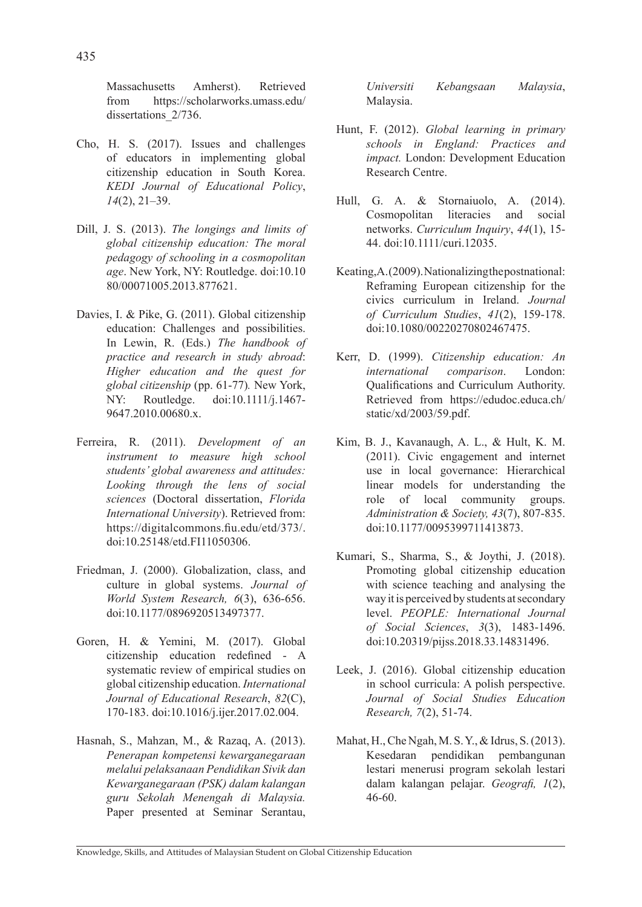Massachusetts Amherst). Retrieved from https://scholarworks.umass.edu/dissertations_2/736.

Cho, H. S. (2017). Issues and challenges of educators in implementing global citizenship education in South Korea. *KEDI Journal of Educational Policy*, *14*(2), 21–39.

Dill, J. S. (2013). *The longings and limits of global citizenship education: The moral pedagogy of schooling in a cosmopolitan age*. New York, NY: Routledge. doi:10.1080/00071005.2013.877621.

Davies, I. & Pike, G. (2011). Global citizenship education: Challenges and possibilities. In Lewin, R. (Eds.) *The handbook of practice and research in study abroad*: *Higher education and the quest for global citizenship* (pp. 61-77)*.* New York, NY: Routledge. doi:10.1111/j.1467-9647.2010.00680.x.

Ferreira, R. (2011). *Development of an instrument to measure high school students' global awareness and attitudes: Looking through the lens of social sciences* (Doctoral dissertation, *Florida International University*). Retrieved from: https://digitalcommons.fiu.edu/etd/373/. doi:10.25148/etd.FI11050306.

Friedman, J. (2000). Globalization, class, and culture in global systems. *Journal of World System Research, 6*(3), 636-656. doi:10.1177/0896920513497377.

Goren, H. & Yemini, M. (2017). Global citizenship education redefined - A systematic review of empirical studies on global citizenship education. *International Journal of Educational Research*, *82*(C), 170-183. doi:10.1016/j.ijer.2017.02.004.

Hasnah, S., Mahzan, M., & Razaq, A. (2013). *Penerapan kompetensi kewarganegaraan melalui pelaksanaan Pendidikan Sivik dan Kewarganegaraan (PSK) dalam kalangan guru Sekolah Menengah di Malaysia.* Paper presented at Seminar Serantau, *Universiti Kebangsaan Malaysia*, Malaysia.

Hunt, F. (2012). *Global learning in primary schools in England: Practices and impact.* London: Development Education Research Centre.

Hull, G. A. & Stornaiuolo, A. (2014). Cosmopolitan literacies and social networks. *Curriculum Inquiry*, *44*(1), 15-44. doi:10.1111/curi.12035.

Keating, A. (2009). Nationalizing the postnational: Reframing European citizenship for the civics curriculum in Ireland. *Journal of Curriculum Studies*, *41*(2), 159-178. doi:10.1080/00220270802467475.

Kerr, D. (1999). *Citizenship education: An international comparison*. London: Qualifications and Curriculum Authority. Retrieved from https://edudoc.educa.ch/static/xd/2003/59.pdf.

Kim, B. J., Kavanaugh, A. L., & Hult, K. M. (2011). Civic engagement and internet use in local governance: Hierarchical linear models for understanding the role of local community groups. *Administration & Society, 43*(7), 807-835. doi:10.1177/0095399711413873.

Kumari, S., Sharma, S., & Joythi, J. (2018). Promoting global citizenship education with science teaching and analysing the way it is perceived by students at secondary level. *PEOPLE: International Journal of Social Sciences*, *3*(3), 1483-1496. doi:10.20319/pijss.2018.33.14831496.

Leek, J. (2016). Global citizenship education in school curricula: A polish perspective. *Journal of Social Studies Education Research, 7*(2), 51-74.

Mahat, H., Che Ngah, M. S. Y., & Idrus, S. (2013). Kesedaran pendidikan pembangunan lestari menerusi program sekolah lestari dalam kalangan pelajar. *Geografi, 1*(2), 46-60.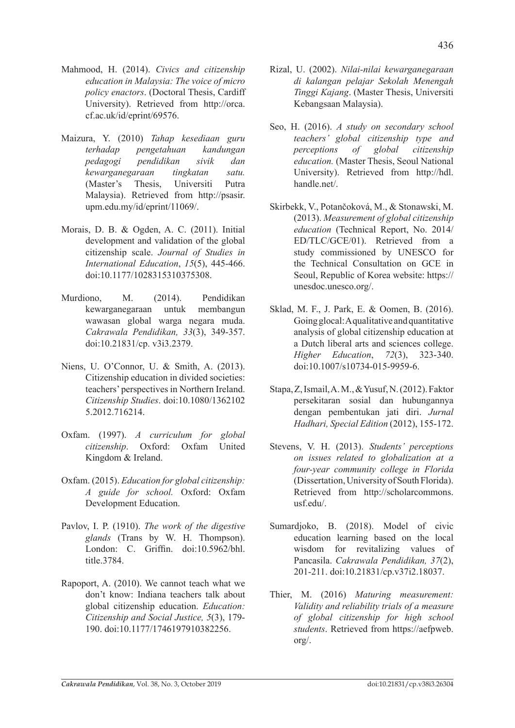Mahmood, H. (2014). *Civics and citizenship education in Malaysia: The voice of micro policy enactors*. (Doctoral Thesis, Cardiff University). Retrieved from http://orca.cf.ac.uk/id/eprint/69576.

Maizura, Y. (2010) *Tahap kesediaan guru terhadap pengetahuan kandungan pedagogi pendidikan sivik dan kewarganegaraan tingkatan satu.* (Master's Thesis, Universiti Putra Malaysia). Retrieved from http://psasir.upm.edu.my/id/eprint/11069/.

Morais, D. B. & Ogden, A. C. (2011). Initial development and validation of the global citizenship scale. *Journal of Studies in International Education*, *15*(5), 445-466. doi:10.1177/1028315310375308.

Murdiono, M. (2014). Pendidikan kewarganegaraan untuk membangun wawasan global warga negara muda. *Cakrawala Pendidikan, 33*(3), 349-357. doi:10.21831/cp. v3i3.2379.

Niens, U. O'Connor, U. & Smith, A. (2013). Citizenship education in divided societies: teachers' perspectives in Northern Ireland. *Citizenship Studies*. doi:10.1080/13621025.2012.716214.

Oxfam. (1997). *A curriculum for global citizenship*. Oxford: Oxfam United Kingdom & Ireland.

Oxfam. (2015). *Education for global citizenship: A guide for school.* Oxford: Oxfam Development Education.

Pavlov, I. P. (1910). *The work of the digestive glands* (Trans by W. H. Thompson). London: C. Griffin. doi:10.5962/bhl.title.3784.

Rapoport, A. (2010). We cannot teach what we don't know: Indiana teachers talk about global citizenship education. *Education: Citizenship and Social Justice, 5*(3), 179-190. doi:10.1177/1746197910382256.

Rizal, U. (2002). *Nilai-nilai kewarganegaraan di kalangan pelajar Sekolah Menengah Tinggi Kajang*. (Master Thesis, Universiti Kebangsaan Malaysia).

Seo, H. (2016). *A study on secondary school teachers' global citizenship type and perceptions of global citizenship education.* (Master Thesis, Seoul National University). Retrieved from http://hdl.handle.net/.

Skirbekk, V., Potančoková, M., & Stonawski, M. (2013). *Measurement of global citizenship education* (Technical Report, No. 2014/ED/TLC/GCE/01). Retrieved from a study commissioned by UNESCO for the Technical Consultation on GCE in Seoul, Republic of Korea website: https://unesdoc.unesco.org/.

Sklad, M. F., J. Park, E. & Oomen, B. (2016). Going glocal: A qualitative and quantitative analysis of global citizenship education at a Dutch liberal arts and sciences college. *Higher Education*, *72*(3), 323-340. doi:10.1007/s10734-015-9959-6.

Stapa, Z, Ismail, A. M., & Yusuf, N. (2012). Faktor persekitaran sosial dan hubungannya dengan pembentukan jati diri. *Jurnal Hadhari, Special Edition* (2012), 155-172.

Stevens, V. H. (2013). *Students' perceptions on issues related to globalization at a four-year community college in Florida* (Dissertation, University of South Florida). Retrieved from http://scholarcommons.usf.edu/.

Sumardjoko, B. (2018). Model of civic education learning based on the local wisdom for revitalizing values of Pancasila. *Cakrawala Pendidikan, 37*(2), 201-211. doi:10.21831/cp.v37i2.18037.

Thier, M. (2016) *Maturing measurement: Validity and reliability trials of a measure of global citizenship for high school students*. Retrieved from https://aefpweb.org/.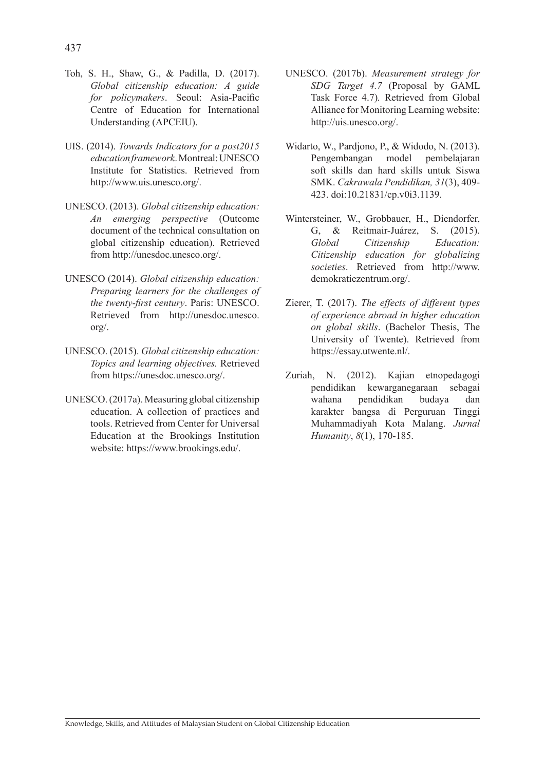Toh, S. H., Shaw, G., & Padilla, D. (2017). *Global citizenship education: A guide for policymakers*. Seoul: Asia-Pacific Centre of Education for International Understanding (APCEIU).

UIS. (2014). *Towards Indicators for a post2015 education framework*. Montreal: UNESCO Institute for Statistics. Retrieved from http://www.uis.unesco.org/.

UNESCO. (2013). *Global citizenship education: An emerging perspective* (Outcome document of the technical consultation on global citizenship education). Retrieved from http://unesdoc.unesco.org/.

UNESCO (2014). *Global citizenship education: Preparing learners for the challenges of the twenty-first century*. Paris: UNESCO. Retrieved from http://unesdoc.unesco.org/.

UNESCO. (2015). *Global citizenship education: Topics and learning objectives.* Retrieved from https://unesdoc.unesco.org/.

UNESCO. (2017a). Measuring global citizenship education. A collection of practices and tools. Retrieved from Center for Universal Education at the Brookings Institution website: https://www.brookings.edu/.

UNESCO. (2017b). *Measurement strategy for SDG Target 4.7* (Proposal by GAML Task Force 4.7). Retrieved from Global Alliance for Monitoring Learning website: http://uis.unesco.org/.

Widarto, W., Pardjono, P., & Widodo, N. (2013). Pengembangan model pembelajaran soft skills dan hard skills untuk Siswa SMK. *Cakrawala Pendidikan, 31*(3), 409-423. doi:10.21831/cp.v0i3.1139.

Wintersteiner, W., Grobbauer, H., Diendorfer, G, & Reitmair-Juárez, S. (2015). *Global Citizenship Education: Citizenship education for globalizing societies*. Retrieved from http://www.demokratiezentrum.org/.

Zierer, T. (2017). *The effects of different types of experience abroad in higher education on global skills*. (Bachelor Thesis, The University of Twente). Retrieved from https://essay.utwente.nl/.

Zuriah, N. (2012). Kajian etnopedagogi pendidikan kewarganegaraan sebagai wahana pendidikan budaya dan karakter bangsa di Perguruan Tinggi Muhammadiyah Kota Malang. *Jurnal Humanity*, *8*(1), 170-185.